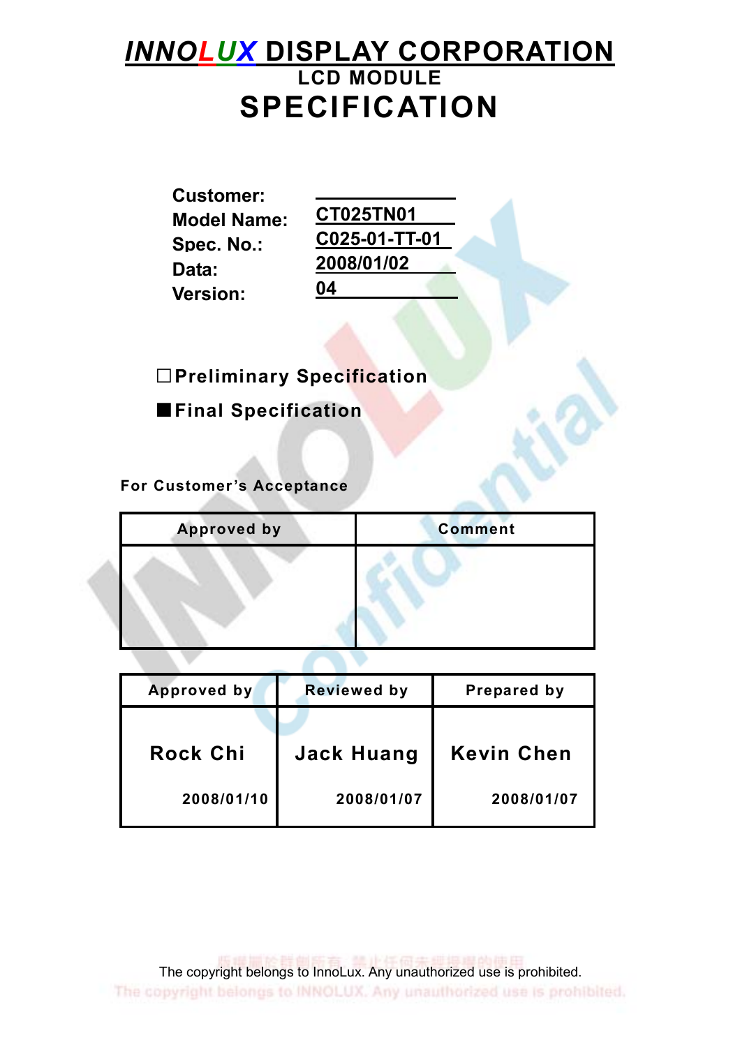# INNOLUX DISPLAY CORPORATION

## LCD MODULE

# SPECIFICATION

**Customer:**
**Model Name:** CT025TN01
**Spec. No.:** C025-01-TT-01
**Data:** 2008/01/02
**Version:** 04

☐ **Preliminary Specification**

■ **Final Specification**

**For Customer's Acceptance**

| Approved by | Comment |
| --- | --- |
| | |

| Approved by | Reviewed by | Prepared by |
| --- | --- | --- |
| Rock Chi<br>2008/01/10 | Jack Huang<br>2008/01/07 | Kevin Chen<br>2008/01/07 |

The copyright belongs to InnoLux. Any unauthorized use is prohibited.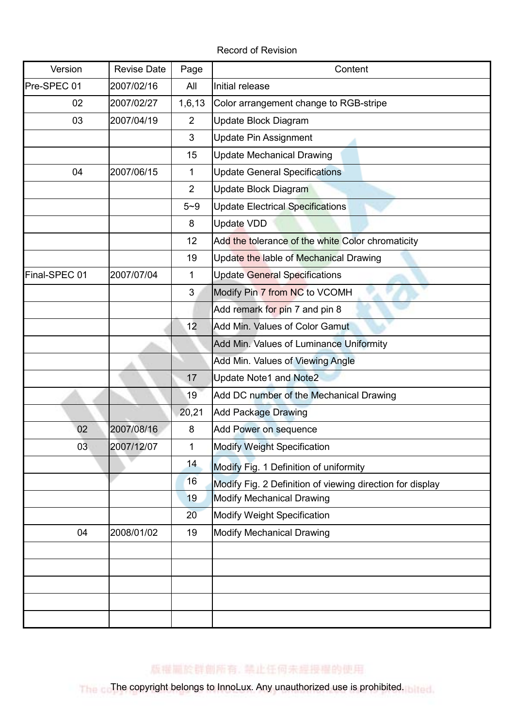Record of Revision

| Version | Revise Date | Page | Content |
|---|---|---|---|
| Pre-SPEC 01 | 2007/02/16 | All | Initial release |
| 02 | 2007/02/27 | 1,6,13 | Color arrangement change to RGB-stripe |
| 03 | 2007/04/19 | 2 | Update Block Diagram |
| | | 3 | Update Pin Assignment |
| | | 15 | Update Mechanical Drawing |
| 04 | 2007/06/15 | 1 | Update General Specifications |
| | | 2 | Update Block Diagram |
| | | 5~9 | Update Electrical Specifications |
| | | 8 | Update VDD |
| | | 12 | Add the tolerance of the white Color chromaticity |
| | | 19 | Update the lable of Mechanical Drawing |
| Final-SPEC 01 | 2007/07/04 | 1 | Update General Specifications |
| | | 3 | Modify Pin 7 from NC to VCOMH |
| | | | Add remark for pin 7 and pin 8 |
| | | 12 | Add Min. Values of Color Gamut |
| | | | Add Min. Values of Luminance Uniformity |
| | | | Add Min. Values of Viewing Angle |
| | | 17 | Update Note1 and Note2 |
| | | 19 | Add DC number of the Mechanical Drawing |
| | | 20,21 | Add Package Drawing |
| 02 | 2007/08/16 | 8 | Add Power on sequence |
| 03 | 2007/12/07 | 1 | Modify Weight Specification |
| | | 14 | Modify Fig. 1 Definition of uniformity |
| | | 16 | Modify Fig. 2 Definition of viewing direction for display |
| | | 19 | Modify Mechanical Drawing |
| | | 20 | Modify Weight Specification |
| 04 | 2008/01/02 | 19 | Modify Mechanical Drawing |
| | | | |
| | | | |
| | | | |
| | | | |
| | | | |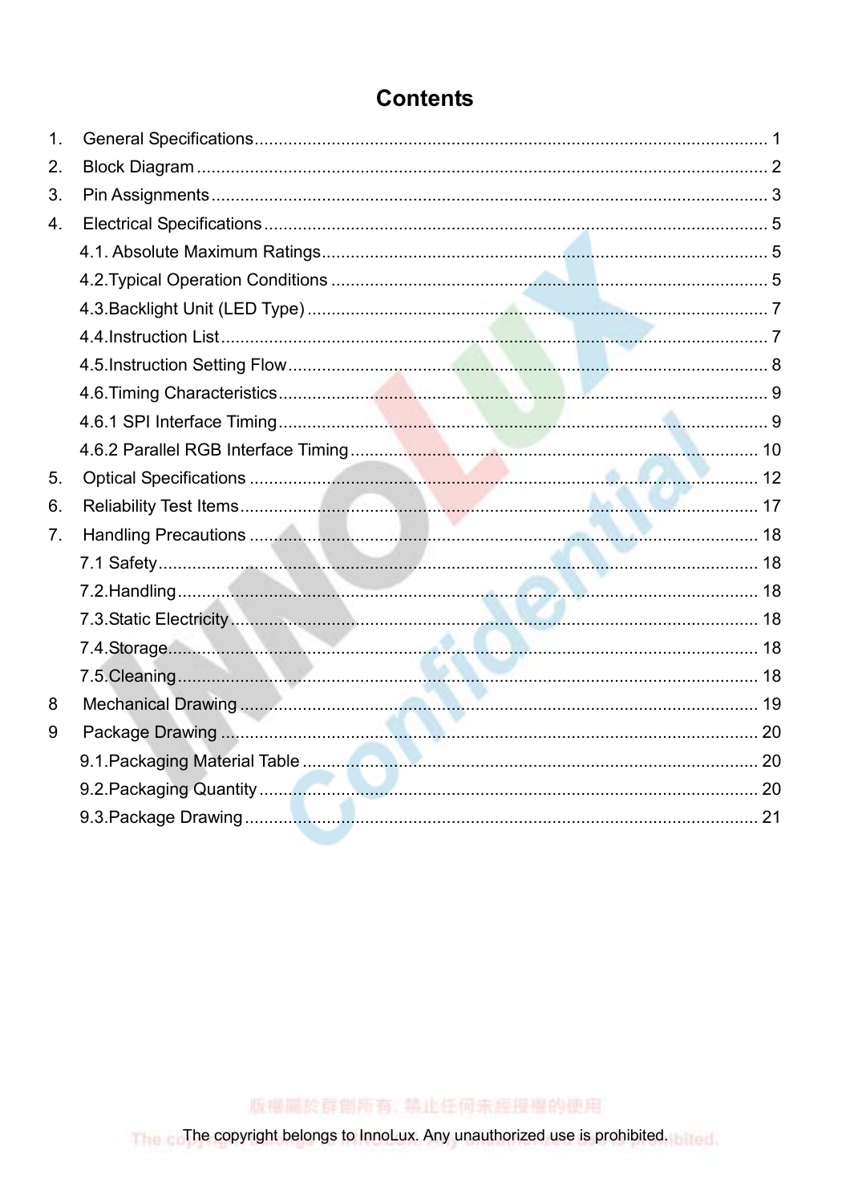# Contents

1. General Specifications........................................................................................................... 1
2. Block Diagram ...................................................................................................................... 2
3. Pin Assignments.................................................................................................................... 3
4. Electrical Specifications ........................................................................................................ 5
   - 4.1. Absolute Maximum Ratings............................................................................................. 5
   - 4.2.Typical Operation Conditions .......................................................................................... 5
   - 4.3.Backlight Unit (LED Type) ................................................................................................ 7
   - 4.4.Instruction List.................................................................................................................. 7
   - 4.5.Instruction Setting Flow.................................................................................................... 8
   - 4.6.Timing Characteristics...................................................................................................... 9
   - 4.6.1 SPI Interface Timing...................................................................................................... 9
   - 4.6.2 Parallel RGB Interface Timing ..................................................................................... 10
5. Optical Specifications .......................................................................................................... 12
6. Reliability Test Items............................................................................................................ 17
7. Handling Precautions .......................................................................................................... 18
   - 7.1 Safety............................................................................................................................ 18
   - 7.2.Handling........................................................................................................................ 18
   - 7.3.Static Electricity............................................................................................................. 18
   - 7.4.Storage.......................................................................................................................... 18
   - 7.5.Cleaning........................................................................................................................ 18
8 Mechanical Drawing ........................................................................................................... 19
9 Package Drawing ............................................................................................................... 20
   - 9.1.Packaging Material Table .............................................................................................. 20
   - 9.2.Packaging Quantity ....................................................................................................... 20
   - 9.3.Package Drawing........................................................................................................... 21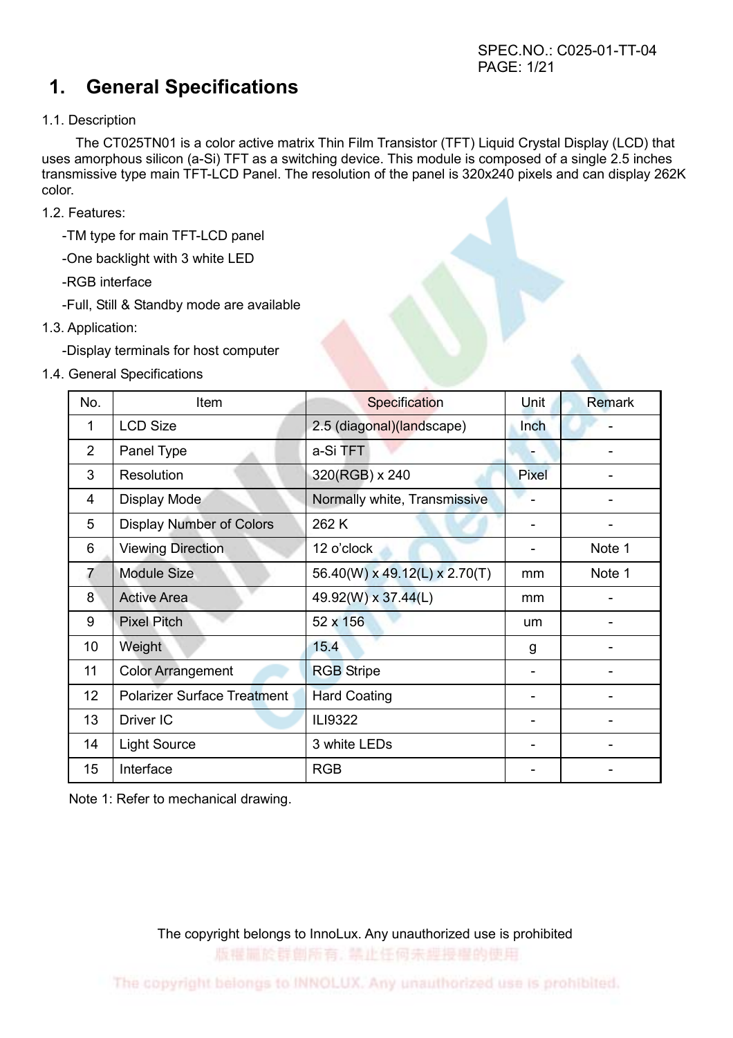# 1. General Specifications

1.1. Description

The CT025TN01 is a color active matrix Thin Film Transistor (TFT) Liquid Crystal Display (LCD) that uses amorphous silicon (a-Si) TFT as a switching device. This module is composed of a single 2.5 inches transmissive type main TFT-LCD Panel. The resolution of the panel is 320x240 pixels and can display 262K color.

1.2. Features:

- -TM type for main TFT-LCD panel
- -One backlight with 3 white LED
- -RGB interface
- -Full, Still & Standby mode are available

1.3. Application:

- -Display terminals for host computer

1.4. General Specifications

| No. | Item | Specification | Unit | Remark |
|---|---|---|---|---|
| 1 | LCD Size | 2.5 (diagonal)(landscape) | Inch | - |
| 2 | Panel Type | a-Si TFT | - | - |
| 3 | Resolution | 320(RGB) x 240 | Pixel | - |
| 4 | Display Mode | Normally white, Transmissive | - | - |
| 5 | Display Number of Colors | 262 K | - | - |
| 6 | Viewing Direction | 12 o'clock | - | Note 1 |
| 7 | Module Size | 56.40(W) x 49.12(L) x 2.70(T) | mm | Note 1 |
| 8 | Active Area | 49.92(W) x 37.44(L) | mm | - |
| 9 | Pixel Pitch | 52 x 156 | um | - |
| 10 | Weight | 15.4 | g | - |
| 11 | Color Arrangement | RGB Stripe | - | - |
| 12 | Polarizer Surface Treatment | Hard Coating | - | - |
| 13 | Driver IC | ILI9322 | - | - |
| 14 | Light Source | 3 white LEDs | - | - |
| 15 | Interface | RGB | - | - |

Note 1: Refer to mechanical drawing.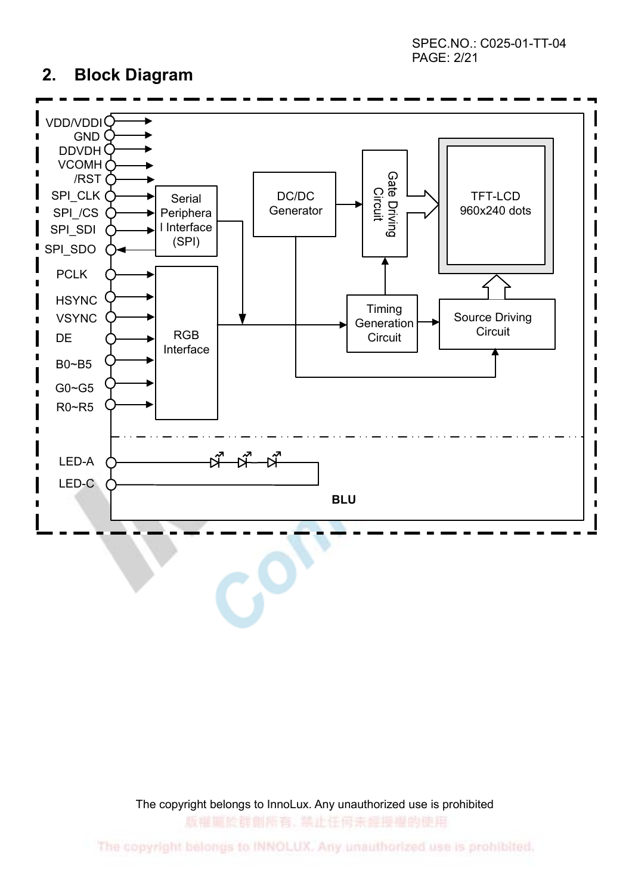## 2. Block Diagram

VDD/VDDI
GND
DDVDH
VCOMH
/RST
SPI_CLK
SPI_/CS
SPI_SDI
SPI_SDO
PCLK
HSYNC
VSYNC
DE
B0~B5
G0~G5
R0~R5

Serial Peripheral Interface (SPI)

RGB Interface

DC/DC Generator

Gate Driving Circuit

TFT-LCD 960x240 dots

Timing Generation Circuit

Source Driving Circuit

LED-A
LED-C

BLU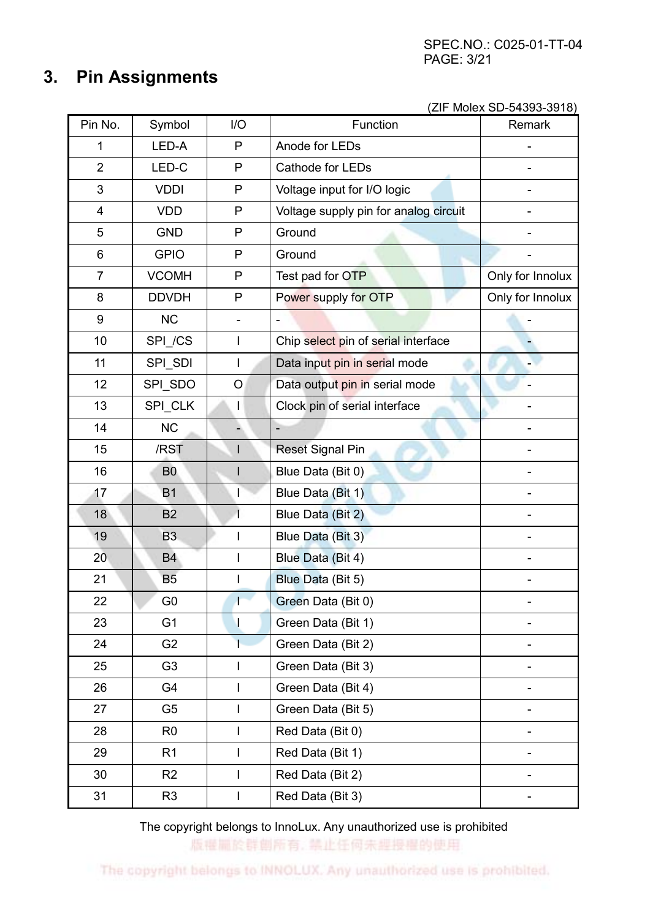## 3. Pin Assignments

(ZIF Molex SD-54393-3918)

| Pin No. | Symbol | I/O | Function | Remark |
|---|---|---|---|---|
| 1 | LED-A | P | Anode for LEDs | - |
| 2 | LED-C | P | Cathode for LEDs | - |
| 3 | VDDI | P | Voltage input for I/O logic | - |
| 4 | VDD | P | Voltage supply pin for analog circuit | - |
| 5 | GND | P | Ground | - |
| 6 | GPIO | P | Ground | - |
| 7 | VCOMH | P | Test pad for OTP | Only for Innolux |
| 8 | DDVDH | P | Power supply for OTP | Only for Innolux |
| 9 | NC | - | - | - |
| 10 | SPI_/CS | I | Chip select pin of serial interface | - |
| 11 | SPI_SDI | I | Data input pin in serial mode | - |
| 12 | SPI_SDO | O | Data output pin in serial mode | - |
| 13 | SPI_CLK | I | Clock pin of serial interface | - |
| 14 | NC | - | - | - |
| 15 | /RST | I | Reset Signal Pin | - |
| 16 | B0 | I | Blue Data (Bit 0) | - |
| 17 | B1 | I | Blue Data (Bit 1) | - |
| 18 | B2 | I | Blue Data (Bit 2) | - |
| 19 | B3 | I | Blue Data (Bit 3) | - |
| 20 | B4 | I | Blue Data (Bit 4) | - |
| 21 | B5 | I | Blue Data (Bit 5) | - |
| 22 | G0 | I | Green Data (Bit 0) | - |
| 23 | G1 | I | Green Data (Bit 1) | - |
| 24 | G2 | I | Green Data (Bit 2) | - |
| 25 | G3 | I | Green Data (Bit 3) | - |
| 26 | G4 | I | Green Data (Bit 4) | - |
| 27 | G5 | I | Green Data (Bit 5) | - |
| 28 | R0 | I | Red Data (Bit 0) | - |
| 29 | R1 | I | Red Data (Bit 1) | - |
| 30 | R2 | I | Red Data (Bit 2) | - |
| 31 | R3 | I | Red Data (Bit 3) | - |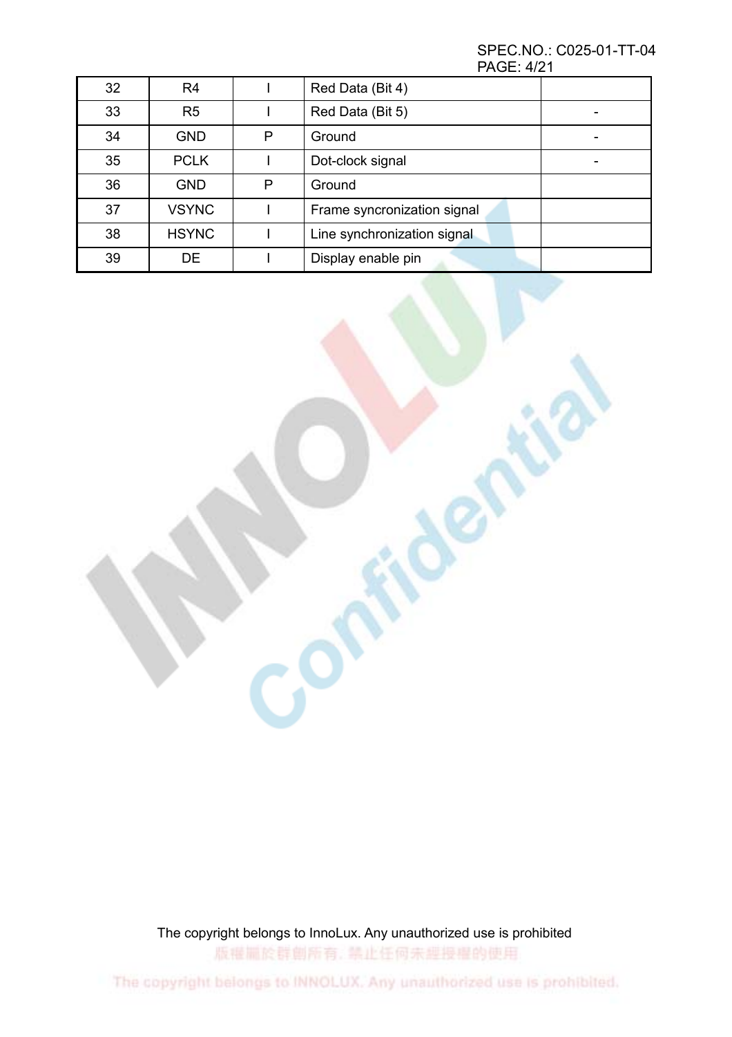| 32 | R4 | I | Red Data (Bit 4) | |
|---|---|---|---|---|
| 33 | R5 | I | Red Data (Bit 5) | - |
| 34 | GND | P | Ground | - |
| 35 | PCLK | I | Dot-clock signal | - |
| 36 | GND | P | Ground | |
| 37 | VSYNC | I | Frame syncronization signal | |
| 38 | HSYNC | I | Line synchronization signal | |
| 39 | DE | I | Display enable pin | |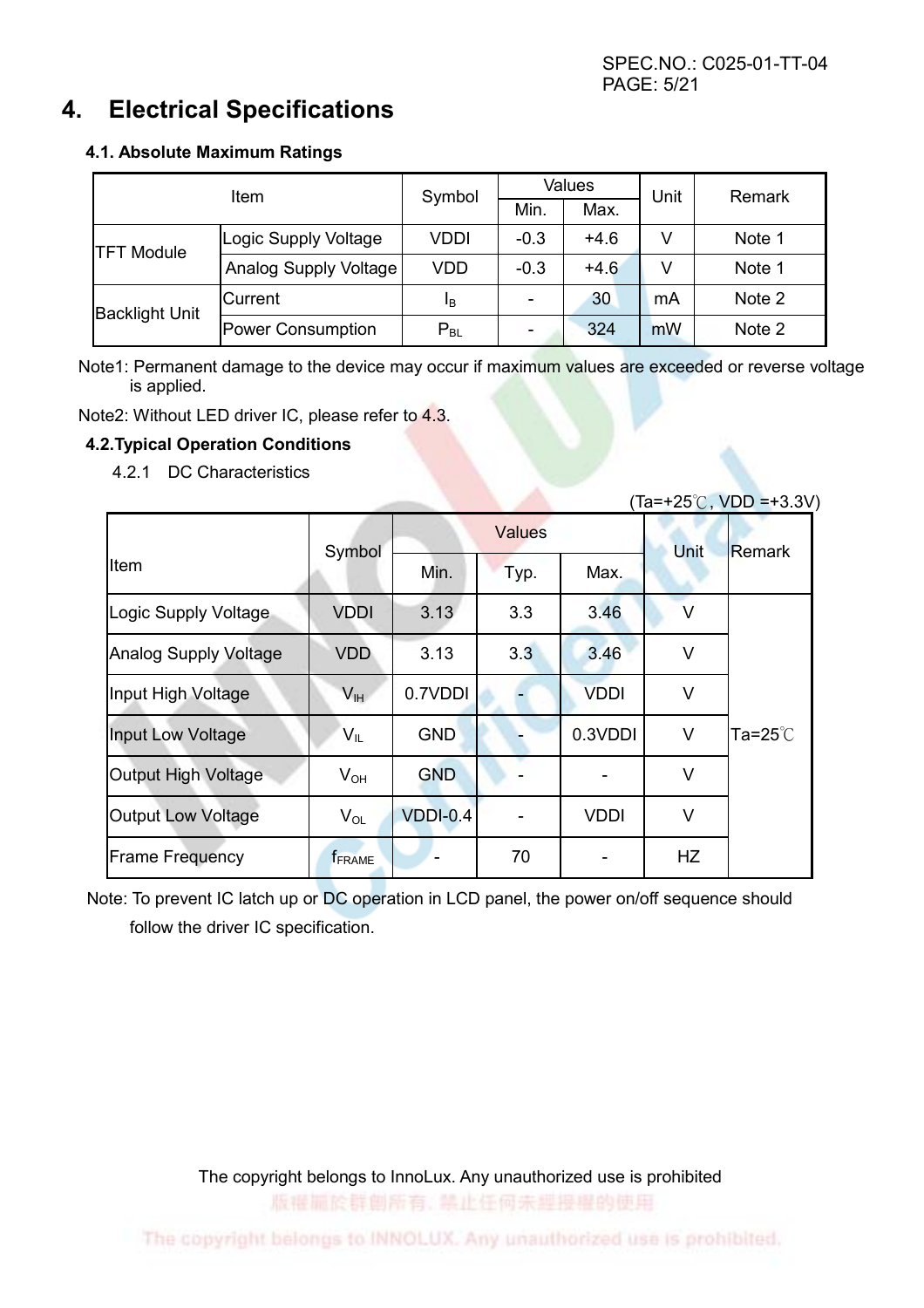# 4. Electrical Specifications

### 4.1. Absolute Maximum Ratings

| Item | | Symbol | Values | | Unit | Remark |
|---|---|---|---|---|---|---|
| | | | Min. | Max. | | |
| TFT Module | Logic Supply Voltage | VDDI | -0.3 | +4.6 | V | Note 1 |
| | Analog Supply Voltage | VDD | -0.3 | +4.6 | V | Note 1 |
| Backlight Unit | Current | $I_B$ | - | 30 | mA | Note 2 |
| | Power Consumption | $P_{BL}$ | - | 324 | mW | Note 2 |

Note1: Permanent damage to the device may occur if maximum values are exceeded or reverse voltage is applied.

Note2: Without LED driver IC, please refer to 4.3.

### 4.2.Typical Operation Conditions

4.2.1 DC Characteristics

(Ta=+25℃, VDD =+3.3V)

| Item | Symbol | Values | | | Unit | Remark |
|---|---|---|---|---|---|---|
| | | Min. | Typ. | Max. | | |
| Logic Supply Voltage | VDDI | 3.13 | 3.3 | 3.46 | V | Ta=25℃ |
| Analog Supply Voltage | VDD | 3.13 | 3.3 | 3.46 | V | |
| Input High Voltage | $V_{IH}$ | 0.7VDDI | - | VDDI | V | |
| Input Low Voltage | $V_{IL}$ | GND | - | 0.3VDDI | V | |
| Output High Voltage | $V_{OH}$ | GND | - | - | V | |
| Output Low Voltage | $V_{OL}$ | VDDI-0.4 | - | VDDI | V | |
| Frame Frequency | $f_{FRAME}$ | - | 70 | - | HZ | |

Note: To prevent IC latch up or DC operation in LCD panel, the power on/off sequence should follow the driver IC specification.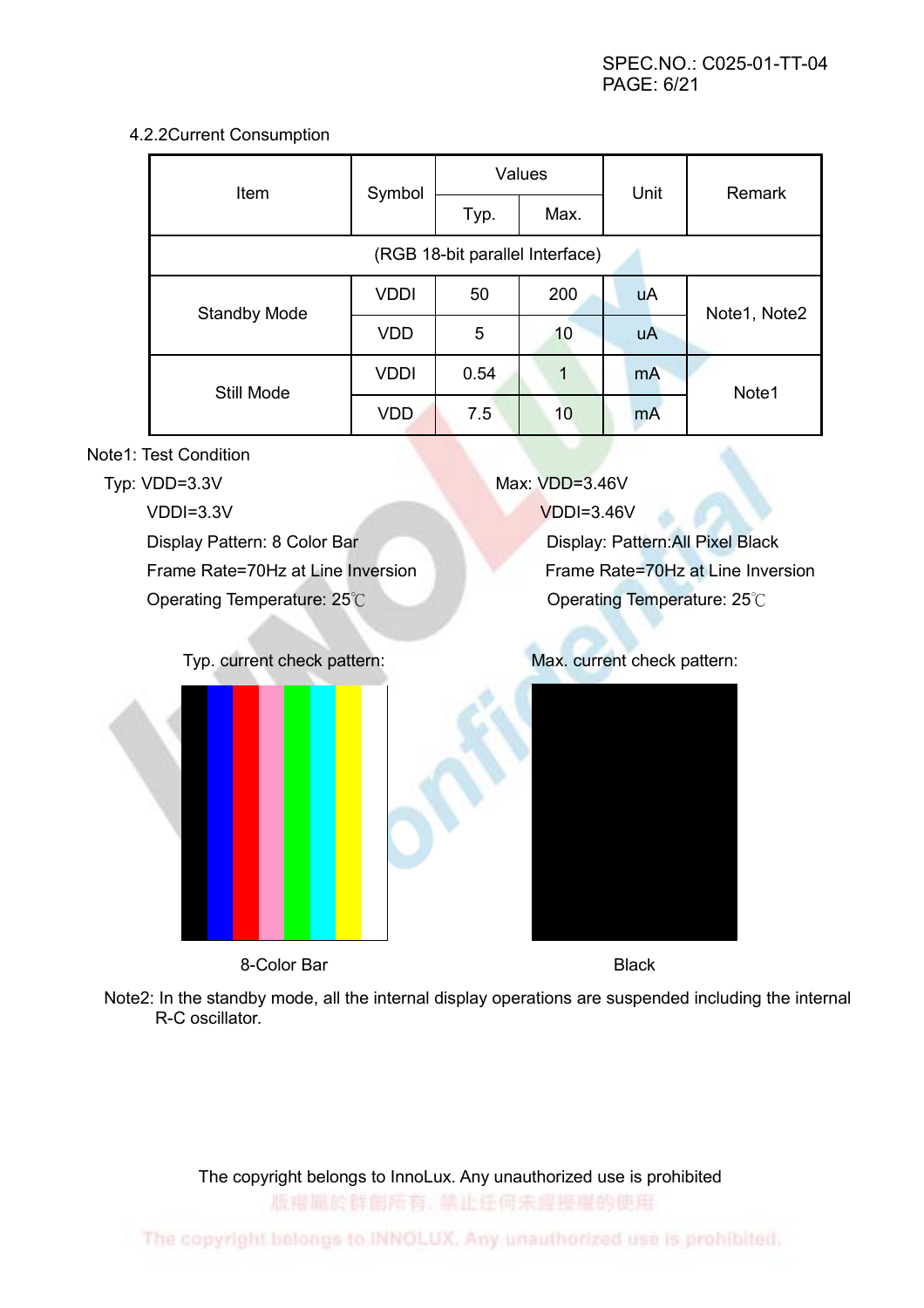### 4.2.2 Current Consumption

| Item | Symbol | Values | | Unit | Remark |
|---|---|---|---|---|---|
| | | Typ. | Max. | | |
| (RGB 18-bit parallel Interface) | | | | | |
| Standby Mode | VDDI | 50 | 200 | uA | Note1, Note2 |
| | VDD | 5 | 10 | uA | |
| Still Mode | VDDI | 0.54 | 1 | mA | Note1 |
| | VDD | 7.5 | 10 | mA | |

Note1: Test Condition

Typ: VDD=3.3V
VDDI=3.3V
Display Pattern: 8 Color Bar
Frame Rate=70Hz at Line Inversion
Operating Temperature: 25℃

Max: VDD=3.46V
VDDI=3.46V
Display: Pattern:All Pixel Black
Frame Rate=70Hz at Line Inversion
Operating Temperature: 25℃

Typ. current check pattern:

8-Color Bar

Max. current check pattern:

Black

Note2: In the standby mode, all the internal display operations are suspended including the internal R-C oscillator.

The copyright belongs to InnoLux. Any unauthorized use is prohibited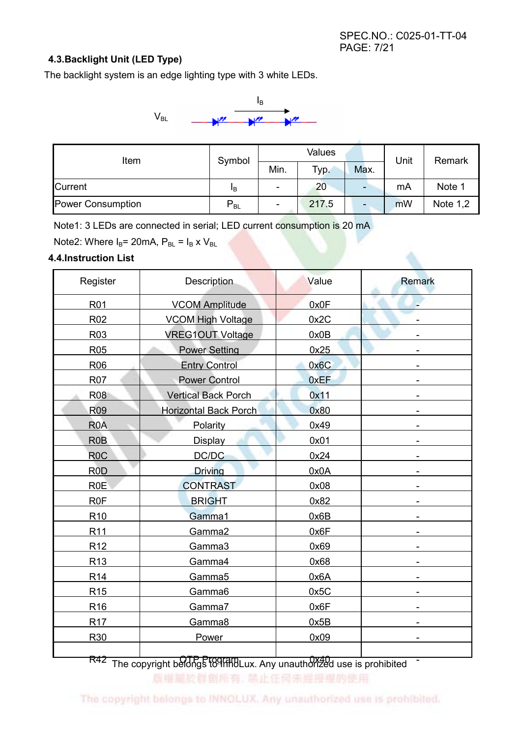### 4.3.Backlight Unit (LED Type)

The backlight system is an edge lighting type with 3 white LEDs.

$V_{BL}$ $I_B$

| Item | Symbol | Values | | | Unit | Remark |
|---|---|---|---|---|---|---|
| | | Min. | Typ. | Max. | | |
| Current | $I_B$ | - | 20 | - | mA | Note 1 |
| Power Consumption | $P_{BL}$ | - | 217.5 | - | mW | Note 1,2 |

Note1: 3 LEDs are connected in serial; LED current consumption is 20 mA

Note2: Where $I_B$= 20mA, $P_{BL}$ = $I_B$ x $V_{BL}$

### 4.4.Instruction List

| Register | Description | Value | Remark |
|---|---|---|---|
| R01 | VCOM Amplitude | 0x0F | - |
| R02 | VCOM High Voltage | 0x2C | - |
| R03 | VREG1OUT Voltage | 0x0B | - |
| R05 | Power Setting | 0x25 | - |
| R06 | Entry Control | 0x6C | - |
| R07 | Power Control | 0xEF | - |
| R08 | Vertical Back Porch | 0x11 | - |
| R09 | Horizontal Back Porch | 0x80 | - |
| R0A | Polarity | 0x49 | - |
| R0B | Display | 0x01 | - |
| R0C | DC/DC | 0x24 | - |
| R0D | Driving | 0x0A | - |
| R0E | CONTRAST | 0x08 | - |
| R0F | BRIGHT | 0x82 | - |
| R10 | Gamma1 | 0x6B | - |
| R11 | Gamma2 | 0x6F | - |
| R12 | Gamma3 | 0x69 | - |
| R13 | Gamma4 | 0x68 | - |
| R14 | Gamma5 | 0x6A | - |
| R15 | Gamma6 | 0x5C | - |
| R16 | Gamma7 | 0x6F | - |
| R17 | Gamma8 | 0x5B | - |
| R30 | Power | 0x09 | - |
| R42 | OTP Program | 0x40 | - |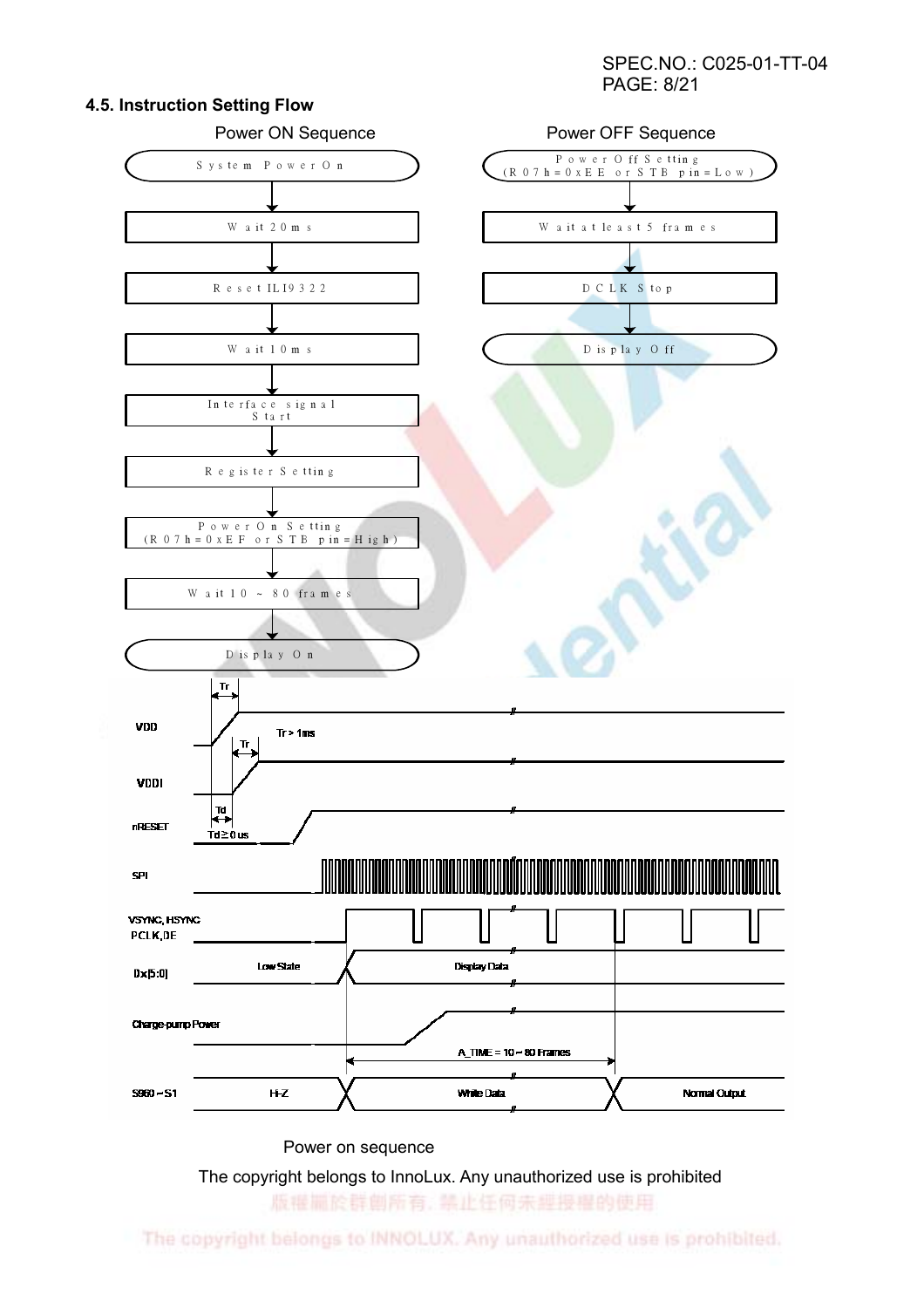### 4.5. Instruction Setting Flow

**Power ON Sequence**

System Power On
↓
Wait 20ms
↓
Reset ILI9322
↓
Wait 10ms
↓
Interface signal Start
↓
Register Setting
↓
Power On Setting (R07h=0xEF or STB pin=High)
↓
Wait 10 ~ 80 frames
↓
Display On

**Power OFF Sequence**

Power Off Setting (R07h=0xEE or STB pin=Low)
↓
Wait at least 5 frames
↓
DCLK Stop
↓
Display Off

VDD

Tr

Tr > 1ms

VDDI

Tr

Td

Td ≥ 0us

nRESET

SPI

VSYNC, HSYNC PCLK,DE

Dx[5:0]

Low State

Display Data

Charge-pump Power

A_TIME = 10 ~ 80 Frames

S960 ~ S1

H-Z

White Data

Normal Output

Power on sequence

The copyright belongs to InnoLux. Any unauthorized use is prohibited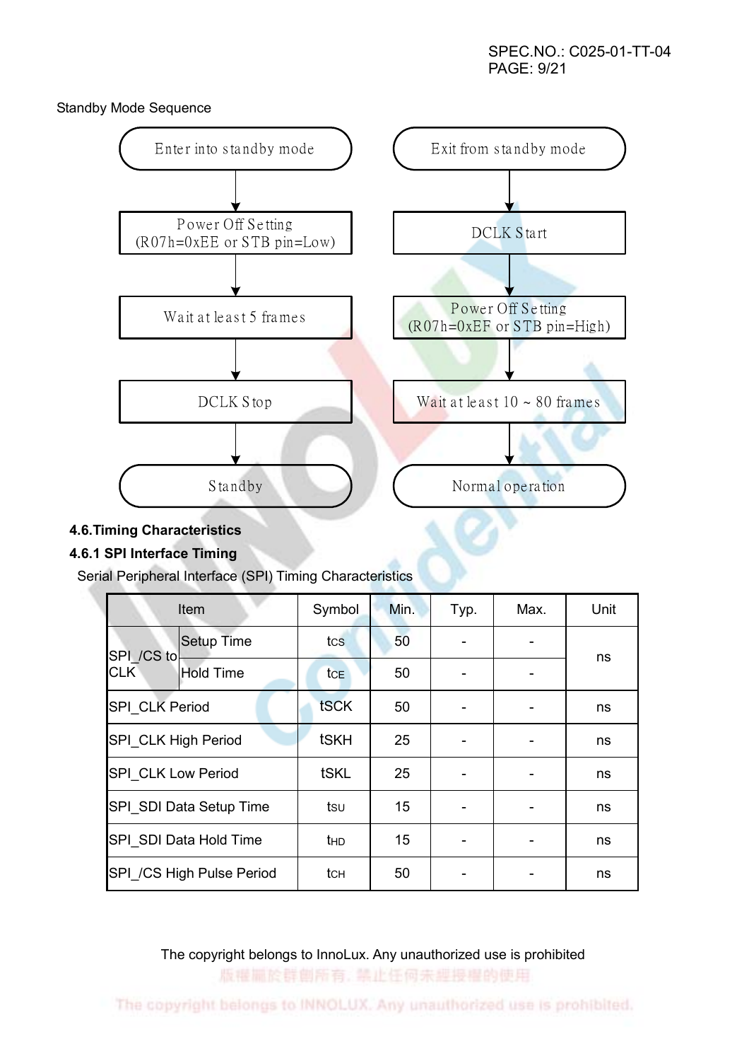Standby Mode Sequence

Enter into standby mode → Power Off Setting (R07h=0xEE or STB pin=Low) → Wait at least 5 frames → DCLK Stop → Standby

Exit from standby mode → DCLK Start → Power Off Setting (R07h=0xEF or STB pin=High) → Wait at least 10 ~ 80 frames → Normal operation

### 4.6.Timing Characteristics

#### 4.6.1 SPI Interface Timing

Serial Peripheral Interface (SPI) Timing Characteristics

| Item | | Symbol | Min. | Typ. | Max. | Unit |
|---|---|---|---|---|---|---|
| SPI_/CS to CLK | Setup Time | $t_{CS}$ | 50 | - | - | ns |
| | Hold Time | $t_{CE}$ | 50 | - | - | |
| SPI_CLK Period | | tSCK | 50 | - | - | ns |
| SPI_CLK High Period | | tSKH | 25 | - | - | ns |
| SPI_CLK Low Period | | tSKL | 25 | - | - | ns |
| SPI_SDI Data Setup Time | | $t_{SU}$ | 15 | - | - | ns |
| SPI_SDI Data Hold Time | | $t_{HD}$ | 15 | - | - | ns |
| SPI_/CS High Pulse Period | | $t_{CH}$ | 50 | - | - | ns |

The copyright belongs to InnoLux. Any unauthorized use is prohibited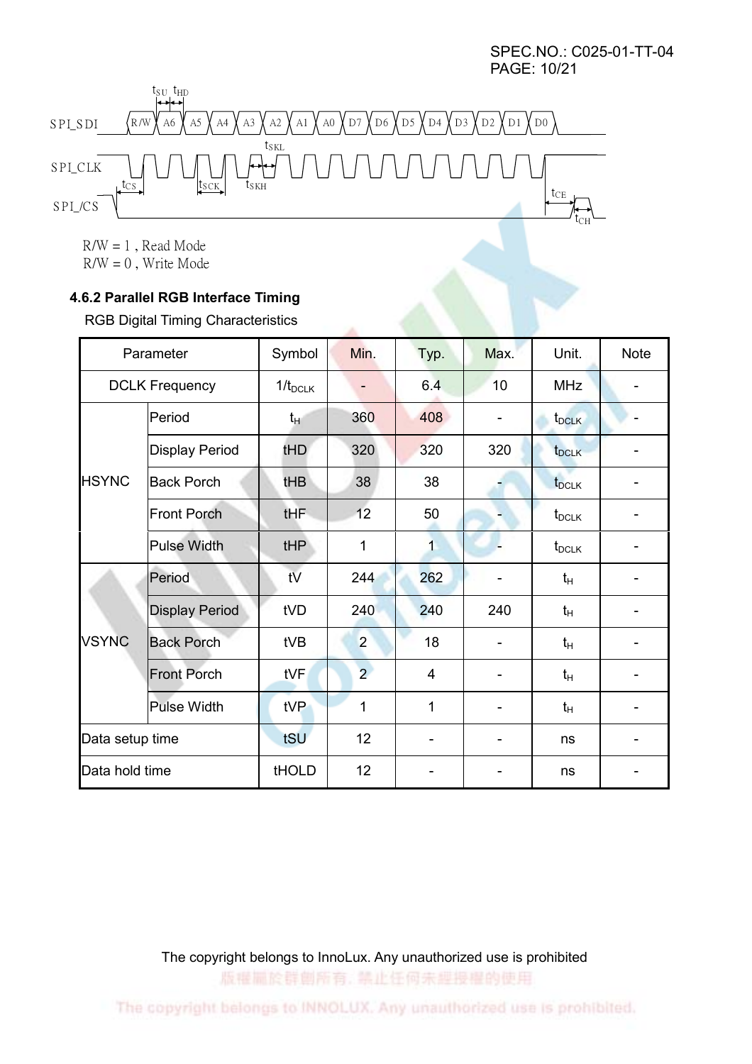R/W = 1 , Read Mode
R/W = 0 , Write Mode

### 4.6.2 Parallel RGB Interface Timing

RGB Digital Timing Characteristics

| Parameter | | Symbol | Min. | Typ. | Max. | Unit. | Note |
|---|---|---|---|---|---|---|---|
| DCLK Frequency | | $1/t_{DCLK}$ | - | 6.4 | 10 | MHz | - |
| HSYNC | Period | $t_H$ | 360 | 408 | - | $t_{DCLK}$ | - |
| | Display Period | tHD | 320 | 320 | 320 | $t_{DCLK}$ | - |
| | Back Porch | tHB | 38 | 38 | - | $t_{DCLK}$ | - |
| | Front Porch | tHF | 12 | 50 | - | $t_{DCLK}$ | - |
| | Pulse Width | tHP | 1 | 1 | - | $t_{DCLK}$ | - |
| VSYNC | Period | tV | 244 | 262 | - | $t_H$ | - |
| | Display Period | tVD | 240 | 240 | 240 | $t_H$ | - |
| | Back Porch | tVB | 2 | 18 | - | $t_H$ | - |
| | Front Porch | tVF | 2 | 4 | - | $t_H$ | - |
| | Pulse Width | tVP | 1 | 1 | - | $t_H$ | - |
| Data setup time | | tSU | 12 | - | - | ns | - |
| Data hold time | | tHOLD | 12 | - | - | ns | - |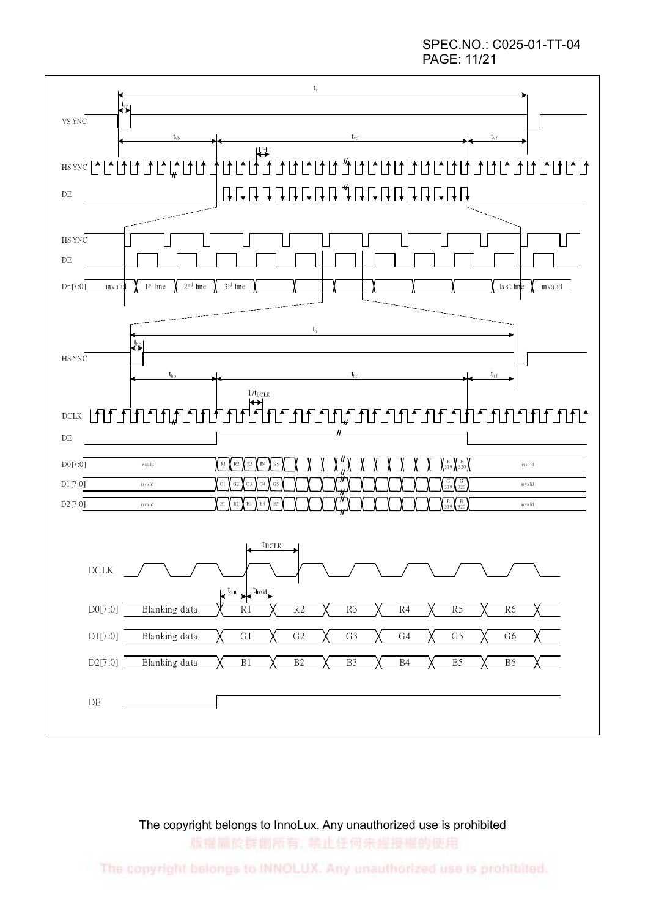$t_v$

$t_{vp}$

VSYNC

$t_{vb}$ $t_{vd}$ $t_{vf}$

1H

HSYNC

DE

HSYNC

DE

Dn[7:0] invalid 1st line 2nd line 3rd line last line invalid

$t_h$

$t_{hp}$

HSYNC

$t_{hb}$ $t_{hd}$ $t_{hf}$

$1/t_{DCLK}$

DCLK

DE

D0[7:0] invalid R1 R2 R3 R4 R5 R 319 R 320 invalid

D1[7:0] invalid G1 G2 G3 G4 G5 G 319 G 320 invalid

D2[7:0] invalid B1 B2 B3 B4 B5 B 319 B 320 invalid

$t_{DCLK}$

DCLK

$t_{su}$ $t_{hold}$

D0[7:0] Blanking data R1 R2 R3 R4 R5 R6

D1[7:0] Blanking data G1 G2 G3 G4 G5 G6

D2[7:0] Blanking data B1 B2 B3 B4 B5 B6

DE

The copyright belongs to InnoLux. Any unauthorized use is prohibited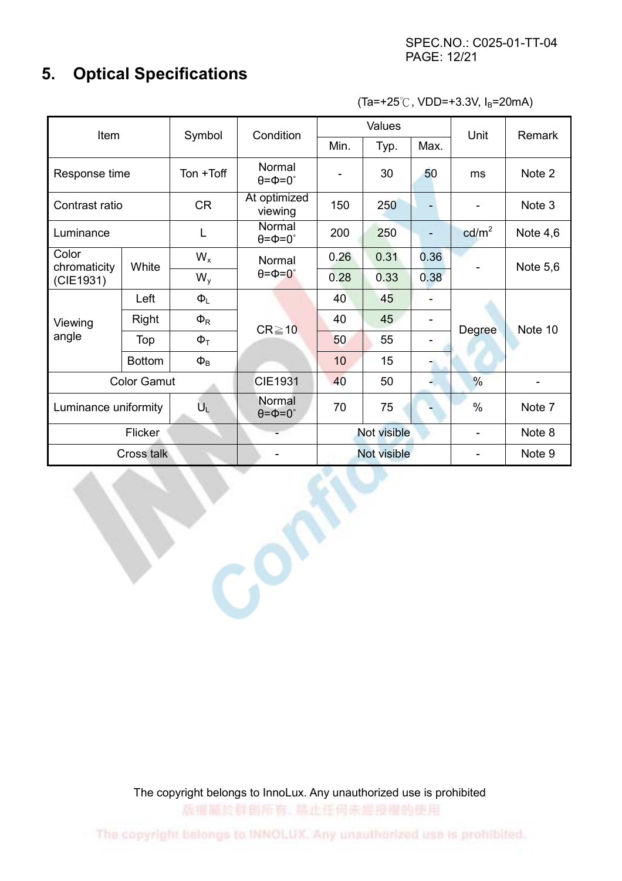## 5. Optical Specifications

(Ta=+25℃, VDD=+3.3V, $I_B$=20mA)

| Item | | Symbol | Condition | Values | | | Unit | Remark |
|---|---|---|---|---|---|---|---|---|
| | | | | Min. | Typ. | Max. | | |
| Response time | | Ton +Toff | Normal θ=Φ=0° | - | 30 | 50 | ms | Note 2 |
| Contrast ratio | | CR | At optimized viewing | 150 | 250 | - | - | Note 3 |
| Luminance | | L | Normal θ=Φ=0° | 200 | 250 | - | cd/m² | Note 4,6 |
| Color chromaticity (CIE1931) | White | $W_x$ | Normal θ=Φ=0° | 0.26 | 0.31 | 0.36 | - | Note 5,6 |
| | | $W_y$ | | 0.28 | 0.33 | 0.38 | | |
| Viewing angle | Left | $\Phi_L$ | CR≧10 | 40 | 45 | - | Degree | Note 10 |
| | Right | $\Phi_R$ | | 40 | 45 | - | | |
| | Top | $\Phi_T$ | | 50 | 55 | - | | |
| | Bottom | $\Phi_B$ | | 10 | 15 | - | | |
| Color Gamut | | | CIE1931 | 40 | 50 | - | % | - |
| Luminance uniformity | | $U_L$ | Normal θ=Φ=0° | 70 | 75 | - | % | Note 7 |
| Flicker | | | - | Not visible | | | - | Note 8 |
| Cross talk | | | - | Not visible | | | - | Note 9 |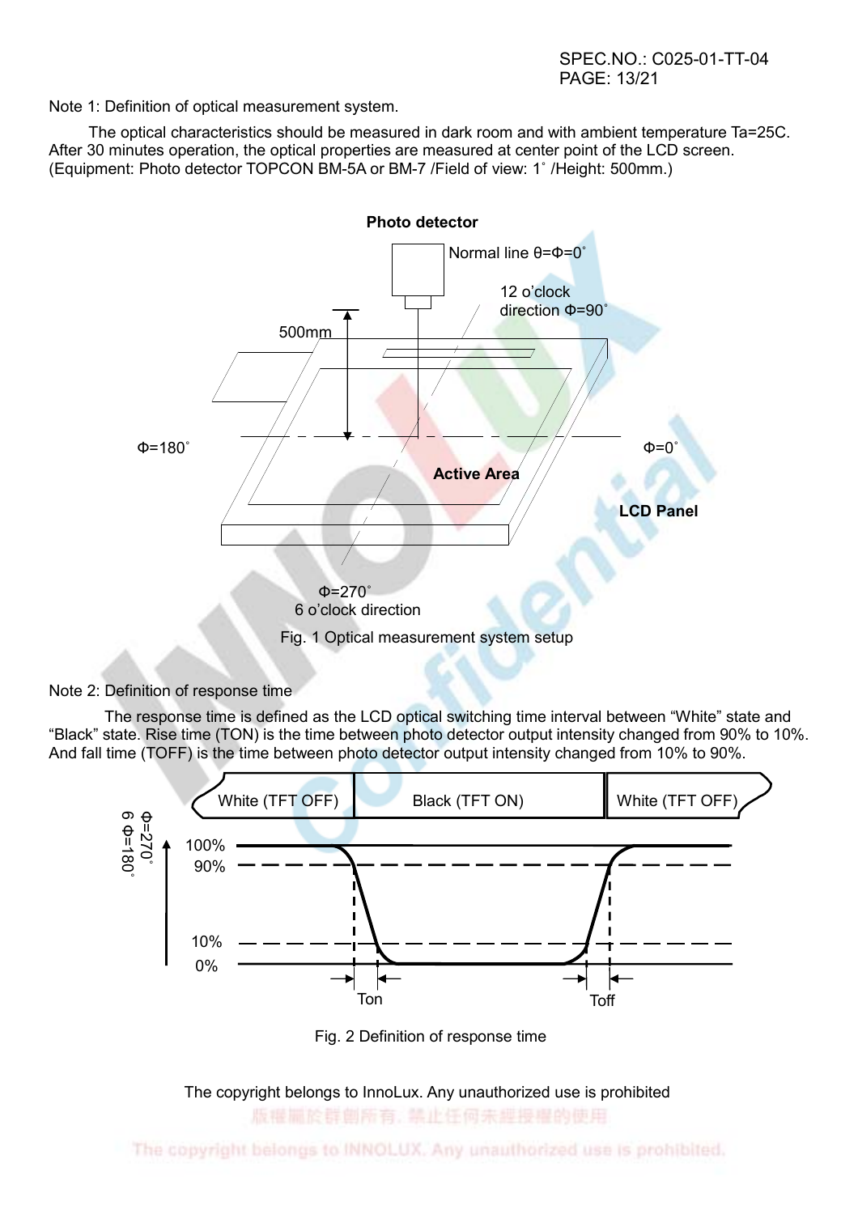Note 1: Definition of optical measurement system.

The optical characteristics should be measured in dark room and with ambient temperature Ta=25C. After 30 minutes operation, the optical properties are measured at center point of the LCD screen. (Equipment: Photo detector TOPCON BM-5A or BM-7 /Field of view: 1˚ /Height: 500mm.)

Fig. 1 Optical measurement system setup

Note 2: Definition of response time

The response time is defined as the LCD optical switching time interval between "White" state and "Black" state. Rise time (TON) is the time between photo detector output intensity changed from 90% to 10%. And fall time (TOFF) is the time between photo detector output intensity changed from 10% to 90%.

Fig. 2 Definition of response time

The copyright belongs to InnoLux. Any unauthorized use is prohibited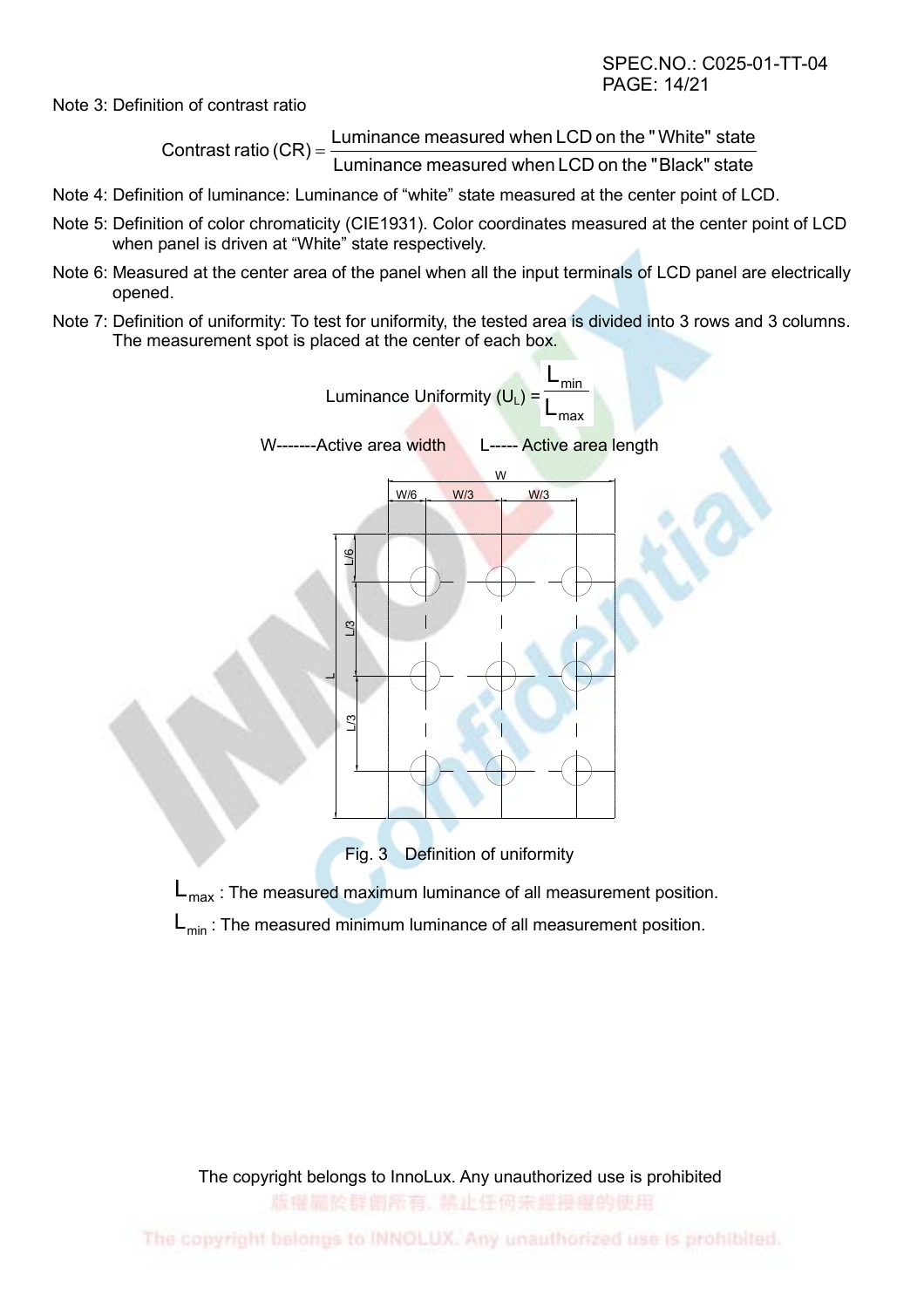Note 3: Definition of contrast ratio

$$\text{Contrast ratio (CR)} = \frac{\text{Luminance measured when LCD on the "White" state}}{\text{Luminance measured when LCD on the "Black" state}}$$

Note 4: Definition of luminance: Luminance of “white” state measured at the center point of LCD.

Note 5: Definition of color chromaticity (CIE1931). Color coordinates measured at the center point of LCD when panel is driven at “White” state respectively.

Note 6: Measured at the center area of the panel when all the input terminals of LCD panel are electrically opened.

Note 7: Definition of uniformity: To test for uniformity, the tested area is divided into 3 rows and 3 columns. The measurement spot is placed at the center of each box.

$$\text{Luminance Uniformity } (U_L) = \frac{L_{min}}{L_{max}}$$

W-------Active area width L----- Active area length

Fig. 3 Definition of uniformity

$L_{max}$ : The measured maximum luminance of all measurement position.

$L_{min}$ : The measured minimum luminance of all measurement position.

The copyright belongs to InnoLux. Any unauthorized use is prohibited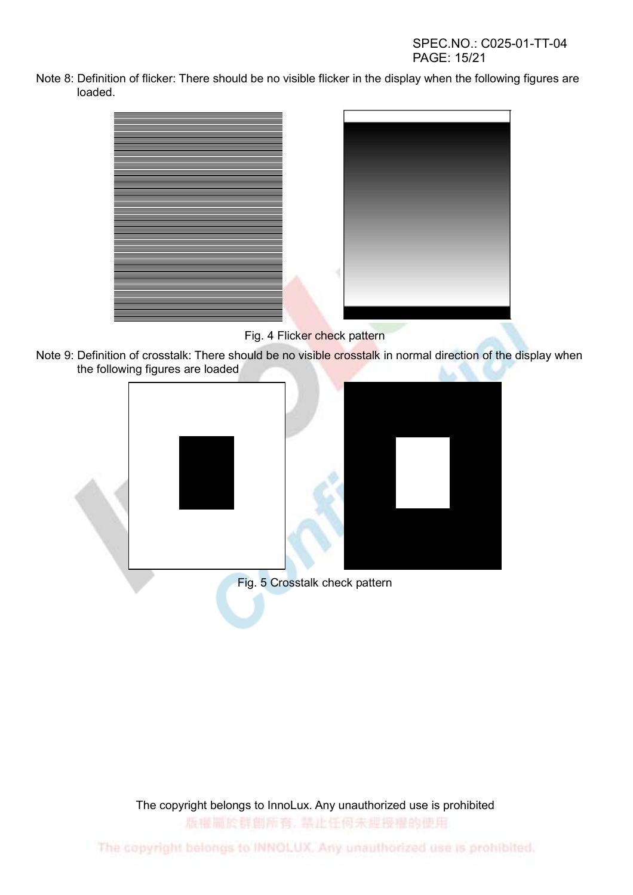Note 8: Definition of flicker: There should be no visible flicker in the display when the following figures are loaded.

Fig. 4 Flicker check pattern

Note 9: Definition of crosstalk: There should be no visible crosstalk in normal direction of the display when the following figures are loaded

Fig. 5 Crosstalk check pattern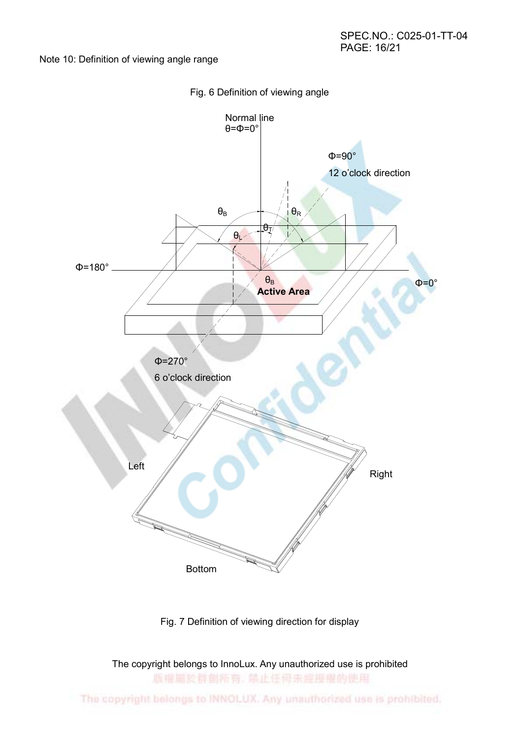Note 10: Definition of viewing angle range

Fig. 6 Definition of viewing angle

Fig. 7 Definition of viewing direction for display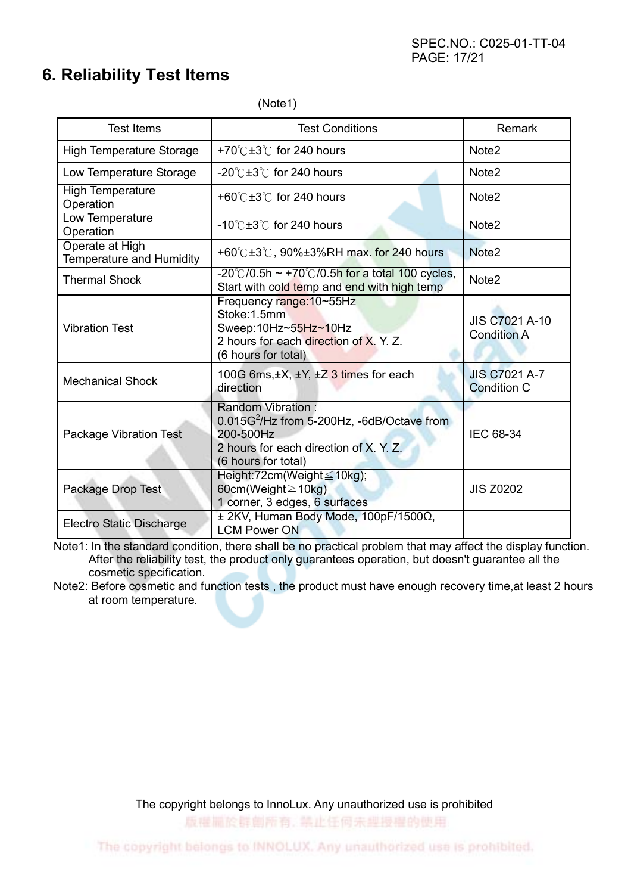# 6. Reliability Test Items

(Note1)

| Test Items | Test Conditions | Remark |
|---|---|---|
| High Temperature Storage | +70℃±3℃ for 240 hours | Note2 |
| Low Temperature Storage | -20℃±3℃ for 240 hours | Note2 |
| High Temperature Operation | +60℃±3℃ for 240 hours | Note2 |
| Low Temperature Operation | -10℃±3℃ for 240 hours | Note2 |
| Operate at High Temperature and Humidity | +60℃±3℃, 90%±3%RH max. for 240 hours | Note2 |
| Thermal Shock | -20℃/0.5h ~ +70℃/0.5h for a total 100 cycles, Start with cold temp and end with high temp | Note2 |
| Vibration Test | Frequency range:10~55Hz<br>Stoke:1.5mm<br>Sweep:10Hz~55Hz~10Hz<br>2 hours for each direction of X. Y. Z.<br>(6 hours for total) | JIS C7021 A-10 Condition A |
| Mechanical Shock | 100G 6ms,±X, ±Y, ±Z 3 times for each direction | JIS C7021 A-7 Condition C |
| Package Vibration Test | Random Vibration :<br>$0.015G^2$/Hz from 5-200Hz, -6dB/Octave from 200-500Hz<br>2 hours for each direction of X. Y. Z.<br>(6 hours for total) | IEC 68-34 |
| Package Drop Test | Height:72cm(Weight≦10kg);<br>60cm(Weight≧10kg)<br>1 corner, 3 edges, 6 surfaces | JIS Z0202 |
| Electro Static Discharge | ± 2KV, Human Body Mode, 100pF/1500Ω, LCM Power ON | |

Note1: In the standard condition, there shall be no practical problem that may affect the display function. After the reliability test, the product only guarantees operation, but doesn't guarantee all the cosmetic specification.

Note2: Before cosmetic and function tests , the product must have enough recovery time,at least 2 hours at room temperature.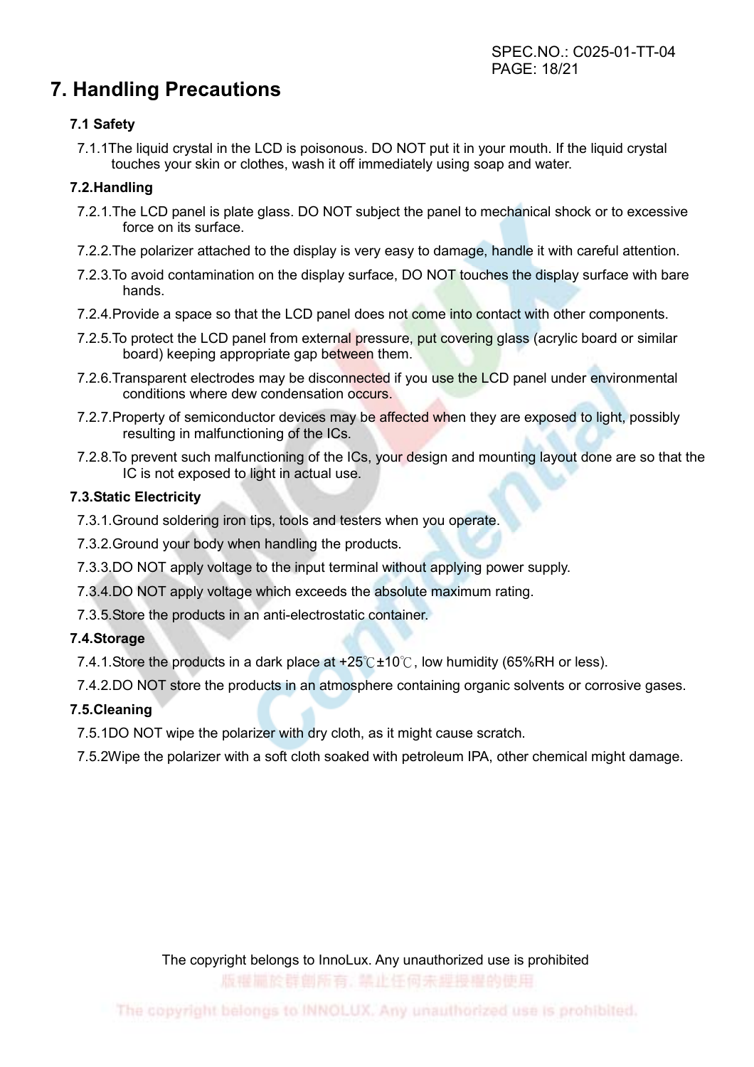# 7. Handling Precautions

### 7.1 Safety

7.1.1The liquid crystal in the LCD is poisonous. DO NOT put it in your mouth. If the liquid crystal touches your skin or clothes, wash it off immediately using soap and water.

### 7.2.Handling

7.2.1.The LCD panel is plate glass. DO NOT subject the panel to mechanical shock or to excessive force on its surface.

7.2.2.The polarizer attached to the display is very easy to damage, handle it with careful attention.

7.2.3.To avoid contamination on the display surface, DO NOT touches the display surface with bare hands.

7.2.4.Provide a space so that the LCD panel does not come into contact with other components.

7.2.5.To protect the LCD panel from external pressure, put covering glass (acrylic board or similar board) keeping appropriate gap between them.

7.2.6.Transparent electrodes may be disconnected if you use the LCD panel under environmental conditions where dew condensation occurs.

7.2.7.Property of semiconductor devices may be affected when they are exposed to light, possibly resulting in malfunctioning of the ICs.

7.2.8.To prevent such malfunctioning of the ICs, your design and mounting layout done are so that the IC is not exposed to light in actual use.

### 7.3.Static Electricity

7.3.1.Ground soldering iron tips, tools and testers when you operate.

7.3.2.Ground your body when handling the products.

7.3.3.DO NOT apply voltage to the input terminal without applying power supply.

7.3.4.DO NOT apply voltage which exceeds the absolute maximum rating.

7.3.5.Store the products in an anti-electrostatic container.

### 7.4.Storage

7.4.1.Store the products in a dark place at +25℃±10℃, low humidity (65%RH or less).

7.4.2.DO NOT store the products in an atmosphere containing organic solvents or corrosive gases.

### 7.5.Cleaning

7.5.1DO NOT wipe the polarizer with dry cloth, as it might cause scratch.

7.5.2Wipe the polarizer with a soft cloth soaked with petroleum IPA, other chemical might damage.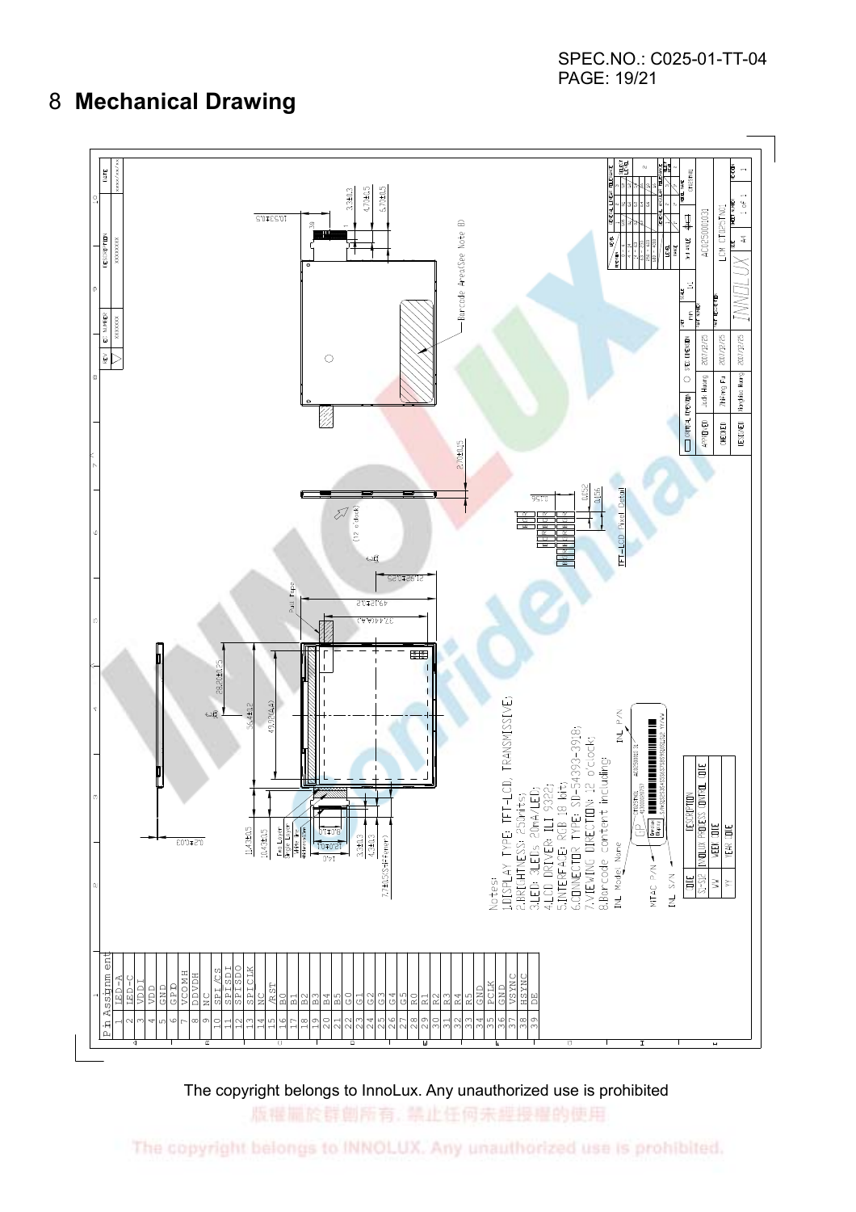# 8 Mechanical Drawing

| Pin | Assignment |
|---|---|
| 1 | LED-A |
| 2 | LED-C |
| 3 | VDDI |
| 4 | VDD |
| 5 | GND |
| 6 | GPIO |
| 7 | VCOMH |
| 8 | DDVDH |
| 9 | NC |
| 10 | SPI/CS |
| 11 | SPISDI |
| 12 | SPISDO |
| 13 | SPICLK |
| 14 | NC |
| 15 | /RST |
| 16 | B0 |
| 17 | B1 |
| 18 | B2 |
| 19 | B3 |
| 20 | B4 |
| 21 | B5 |
| 22 | G0 |
| 23 | G1 |
| 24 | G2 |
| 25 | G3 |
| 26 | G4 |
| 27 | G5 |
| 28 | R0 |
| 29 | R1 |
| 30 | R2 |
| 31 | R3 |
| 32 | R4 |
| 33 | R5 |
| 34 | GND |
| 35 | PCLK |
| 36 | GND |
| 37 | VSYNC |
| 38 | HSYNC |
| 39 | DE |

Notes:
1. DISPLAY TYPE: TFT-LCD, TRANSMISSIVE;
2. BRIGHTNESS: 250nits;
3. LED: 3LEDs, 20mA/LED;
4. LCD DRIVER: ILI 9322;
5. INTERFACE: RGB 18 bit;
6. CONNECTOR TYPE: SD-54393-3918;
7. VIEWING DIRECTION: 12 o'clock;
8. Barcode content including:

| CODE | DESCRIPTION |
|---|---|
| SZ-XXX | INNOLUX PROCESS CONTROL CODE |
| WW | WEEK CODE |
| YY | YEAR CODE |

| | | |
|---|---|---|
| APPROVED | Jack Huang | 2007/12/25 |
| CHECKED | ChiFeng Fu | 2007/12/25 |
| DESIGNED | Hongchao Huang | 2007/12/25 |

AC025000031

LCM CT025TN01

INNOLUX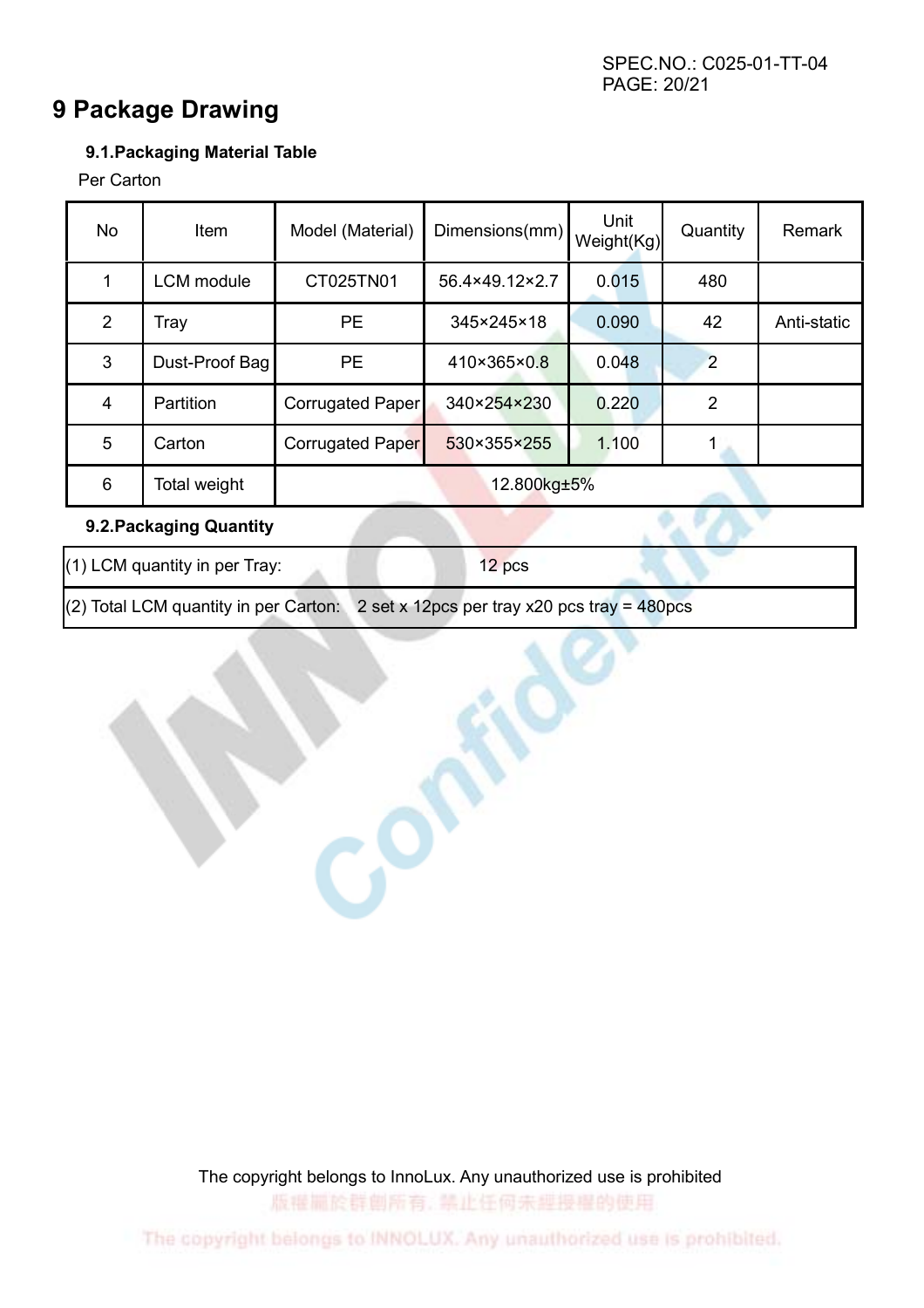# 9 Package Drawing

### 9.1.Packaging Material Table

Per Carton

| No | Item | Model (Material) | Dimensions(mm) | Unit Weight(Kg) | Quantity | Remark |
|---|---|---|---|---|---|---|
| 1 | LCM module | CT025TN01 | 56.4×49.12×2.7 | 0.015 | 480 | |
| 2 | Tray | PE | 345×245×18 | 0.090 | 42 | Anti-static |
| 3 | Dust-Proof Bag | PE | 410×365×0.8 | 0.048 | 2 | |
| 4 | Partition | Corrugated Paper | 340×254×230 | 0.220 | 2 | |
| 5 | Carton | Corrugated Paper | 530×355×255 | 1.100 | 1 | |
| 6 | Total weight | 12.800kg±5% | | | | |

### 9.2.Packaging Quantity

| (1) LCM quantity in per Tray: | 12 pcs |
|---|---|
| (2) Total LCM quantity in per Carton: | 2 set x 12pcs per tray x20 pcs tray = 480pcs |

The copyright belongs to InnoLux. Any unauthorized use is prohibited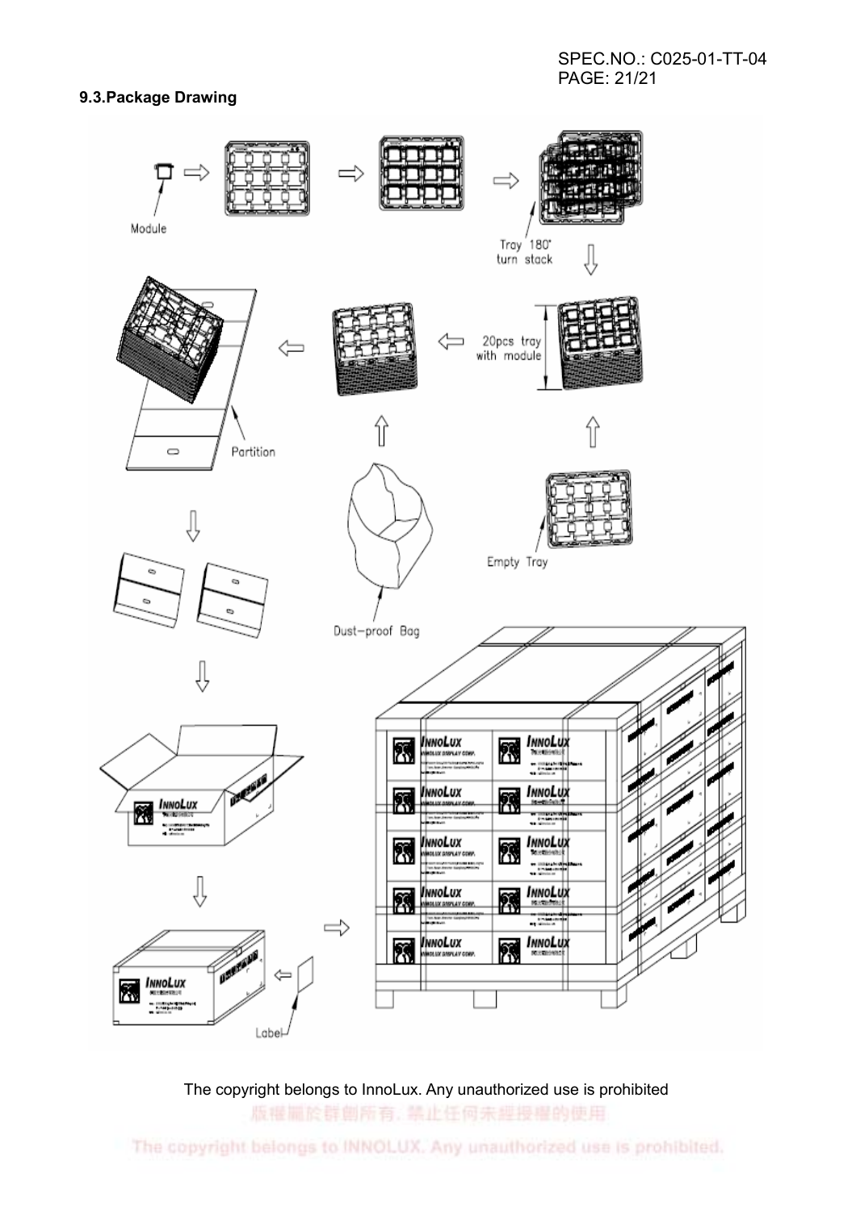## 9.3.Package Drawing

Module

Tray 180° turn stack

20pcs tray with module

Partition

Empty Tray

Dust-proof Bag

Label

The copyright belongs to InnoLux. Any unauthorized use is prohibited